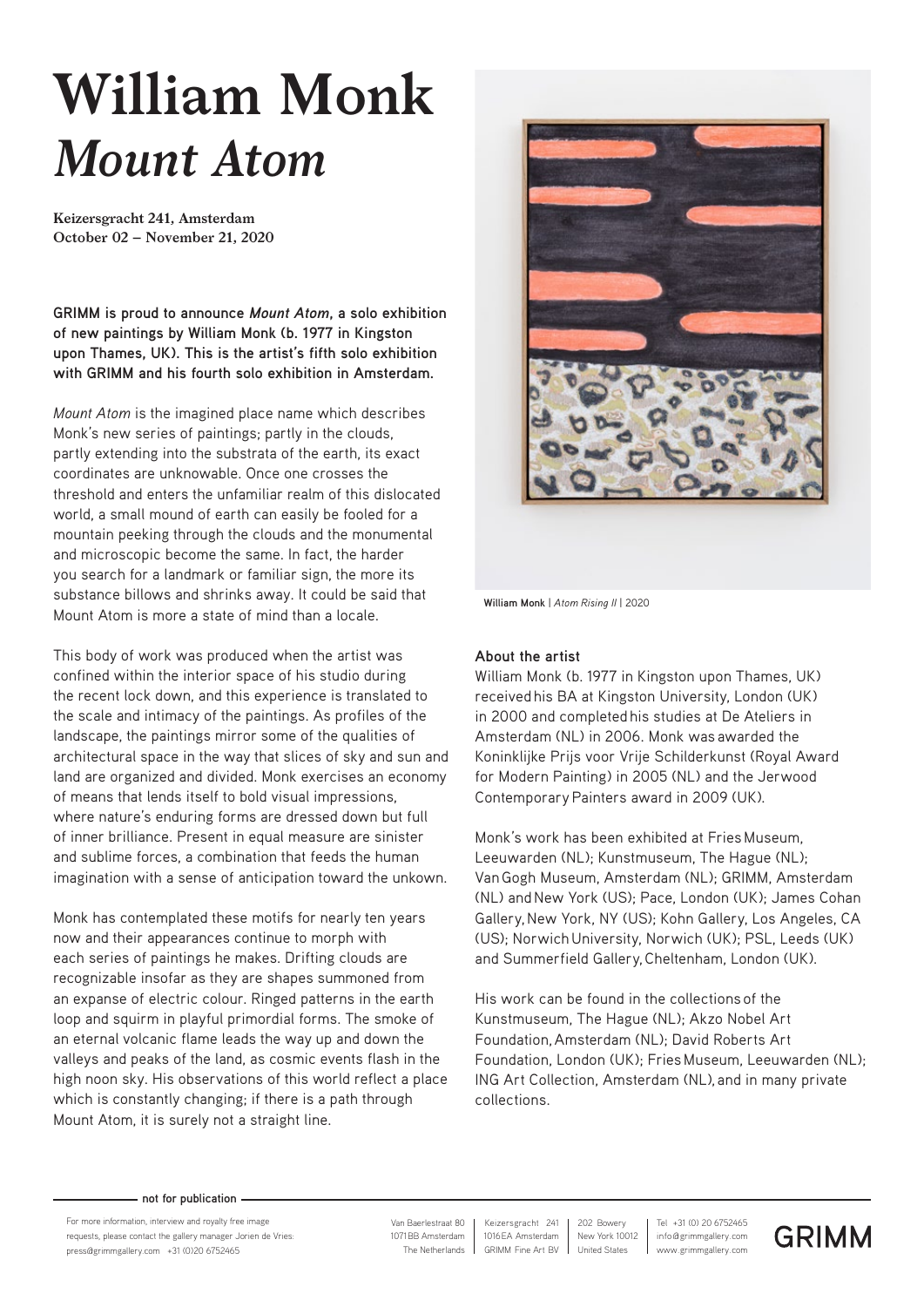# William Monk *Mount Atom*

**Keizersgracht 241, Amsterdam**
**October 02 – November 21, 2020**

**GRIMM is proud to announce *Mount Atom*, a solo exhibition of new paintings by William Monk (b. 1977 in Kingston upon Thames, UK). This is the artist's fifth solo exhibition with GRIMM and his fourth solo exhibition in Amsterdam.**

*Mount Atom* is the imagined place name which describes Monk's new series of paintings; partly in the clouds, partly extending into the substrata of the earth, its exact coordinates are unknowable. Once one crosses the threshold and enters the unfamiliar realm of this dislocated world, a small mound of earth can easily be fooled for a mountain peeking through the clouds and the monumental and microscopic become the same. In fact, the harder you search for a landmark or familiar sign, the more its substance billows and shrinks away. It could be said that Mount Atom is more a state of mind than a locale.

This body of work was produced when the artist was confined within the interior space of his studio during the recent lock down, and this experience is translated to the scale and intimacy of the paintings. As profiles of the landscape, the paintings mirror some of the qualities of architectural space in the way that slices of sky and sun and land are organized and divided. Monk exercises an economy of means that lends itself to bold visual impressions, where nature's enduring forms are dressed down but full of inner brilliance. Present in equal measure are sinister and sublime forces, a combination that feeds the human imagination with a sense of anticipation toward the unkown.

Monk has contemplated these motifs for nearly ten years now and their appearances continue to morph with each series of paintings he makes. Drifting clouds are recognizable insofar as they are shapes summoned from an expanse of electric colour. Ringed patterns in the earth loop and squirm in playful primordial forms. The smoke of an eternal volcanic flame leads the way up and down the valleys and peaks of the land, as cosmic events flash in the high noon sky. His observations of this world reflect a place which is constantly changing; if there is a path through Mount Atom, it is surely not a straight line.

**William Monk** | *Atom Rising II* | 2020

**About the artist**

William Monk (b. 1977 in Kingston upon Thames, UK) received his BA at Kingston University, London (UK) in 2000 and completed his studies at De Ateliers in Amsterdam (NL) in 2006. Monk was awarded the Koninklijke Prijs voor Vrije Schilderkunst (Royal Award for Modern Painting) in 2005 (NL) and the Jerwood Contemporary Painters award in 2009 (UK).

Monk's work has been exhibited at Fries Museum, Leeuwarden (NL); Kunstmuseum, The Hague (NL); Van Gogh Museum, Amsterdam (NL); GRIMM, Amsterdam (NL) and New York (US); Pace, London (UK); James Cohan Gallery, New York, NY (US); Kohn Gallery, Los Angeles, CA (US); Norwich University, Norwich (UK); PSL, Leeds (UK) and Summerfield Gallery, Cheltenham, London (UK).

His work can be found in the collections of the Kunstmuseum, The Hague (NL); Akzo Nobel Art Foundation, Amsterdam (NL); David Roberts Art Foundation, London (UK); Fries Museum, Leeuwarden (NL); ING Art Collection, Amsterdam (NL), and in many private collections.

**not for publication**

For more information, interview and royalty free image requests, please contact the gallery manager Jorien de Vries: press@grimmgallery.com +31 (0)20 6752465

Van Baerlestraat 80, 1071BB Amsterdam, The Netherlands | Keizersgracht 241, 1016EA Amsterdam, GRIMM Fine Art BV | 202 Bowery, New York 10012, United States | Tel +31 (0) 20 6752465, info@grimmgallery.com, www.grimmgallery.com

GRIMM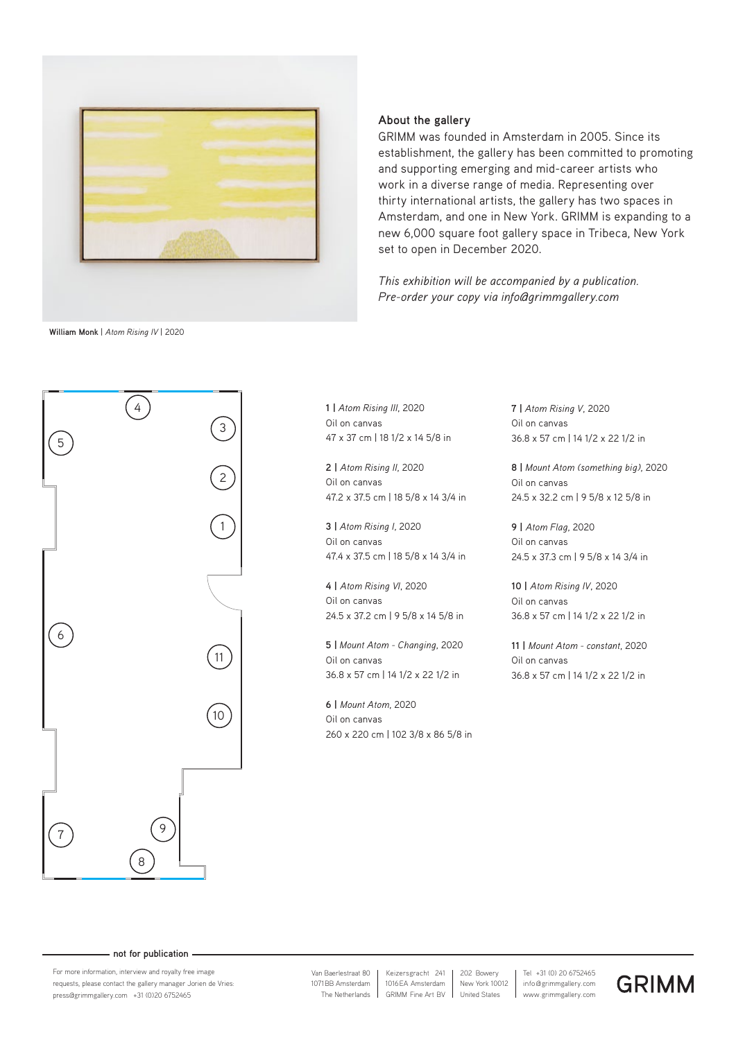William Monk | *Atom Rising IV* | 2020

### About the gallery

GRIMM was founded in Amsterdam in 2005. Since its establishment, the gallery has been committed to promoting and supporting emerging and mid-career artists who work in a diverse range of media. Representing over thirty international artists, the gallery has two spaces in Amsterdam, and one in New York. GRIMM is expanding to a new 6,000 square foot gallery space in Tribeca, New York set to open in December 2020.

*This exhibition will be accompanied by a publication. Pre-order your copy via info@grimmgallery.com*

**1 |** *Atom Rising III*, 2020
Oil on canvas
47 x 37 cm | 18 1/2 x 14 5/8 in

**2 |** *Atom Rising II*, 2020
Oil on canvas
47.2 x 37.5 cm | 18 5/8 x 14 3/4 in

**3 |** *Atom Rising I*, 2020
Oil on canvas
47.4 x 37.5 cm | 18 5/8 x 14 3/4 in

**4 |** *Atom Rising VI*, 2020
Oil on canvas
24.5 x 37.2 cm | 9 5/8 x 14 5/8 in

**5 |** *Mount Atom - Changing*, 2020
Oil on canvas
36.8 x 57 cm | 14 1/2 x 22 1/2 in

**6 |** *Mount Atom*, 2020
Oil on canvas
260 x 220 cm | 102 3/8 x 86 5/8 in

**7 |** *Atom Rising V*, 2020
Oil on canvas
36.8 x 57 cm | 14 1/2 x 22 1/2 in

**8 |** *Mount Atom (something big)*, 2020
Oil on canvas
24.5 x 32.2 cm | 9 5/8 x 12 5/8 in

**9 |** *Atom Flag*, 2020
Oil on canvas
24.5 x 37.3 cm | 9 5/8 x 14 3/4 in

**10 |** *Atom Rising IV*, 2020
Oil on canvas
36.8 x 57 cm | 14 1/2 x 22 1/2 in

**11 |** *Mount Atom - constant*, 2020
Oil on canvas
36.8 x 57 cm | 14 1/2 x 22 1/2 in

**not for publication**

For more information, interview and royalty free image requests, please contact the gallery manager Jorien de Vries: press@grimmgallery.com +31 (0)20 6752465

Van Baerlestraat 80
1071BB Amsterdam
The Netherlands

Keizersgracht 241
1016EA Amsterdam
GRIMM Fine Art BV

202 Bowery
New York 10012
United States

Tel +31 (0) 20 6752465
info@grimmgallery.com
www.grimmgallery.com

GRIMM